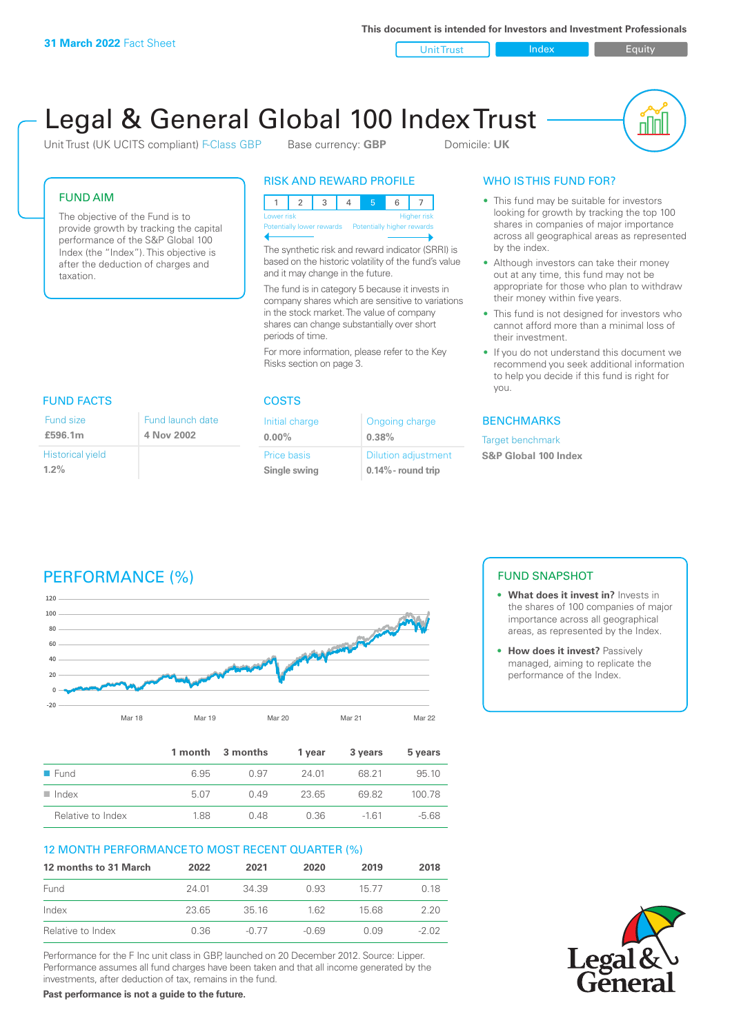**31 March 2022** Fact Sheet

This document is intended for Investors and Investment Professionals

Unit Trust | Index | Equity

# Legal & General Global 100 Index Trust

Unit Trust (UK UCITS compliant) F-Class GBP  Base currency: **GBP**  Domicile: **UK**

## FUND AIM

The objective of the Fund is to provide growth by tracking the capital performance of the S&P Global 100 Index (the "Index"). This objective is after the deduction of charges and taxation.

## RISK AND REWARD PROFILE

| 1 | 2 | 3 | 4 | 5 | 6 | 7 |
|---|---|---|---|---|---|---|

Lower risk — Higher risk
Potentially lower rewards — Potentially higher rewards

The synthetic risk and reward indicator (SRRI) is based on the historic volatility of the fund's value and it may change in the future.

The fund is in category 5 because it invests in company shares which are sensitive to variations in the stock market. The value of company shares can change substantially over short periods of time.

For more information, please refer to the Key Risks section on page 3.

## WHO IS THIS FUND FOR?

- This fund may be suitable for investors looking for growth by tracking the top 100 shares in companies of major importance across all geographical areas as represented by the index.
- Although investors can take their money out at any time, this fund may not be appropriate for those who plan to withdraw their money within five years.
- This fund is not designed for investors who cannot afford more than a minimal loss of their investment.
- If you do not understand this document we recommend you seek additional information to help you decide if this fund is right for you.

## FUND FACTS

| Fund size | Fund launch date |
|---|---|
| **£596.1m** | **4 Nov 2002** |
| Historical yield | |
| **1.2%** | |

## COSTS

| Initial charge | Ongoing charge |
|---|---|
| **0.00%** | **0.38%** |
| Price basis | Dilution adjustment |
| **Single swing** | **0.14%- round trip** |

## BENCHMARKS

Target benchmark

**S&P Global 100 Index**

## PERFORMANCE (%)

| | 1 month | 3 months | 1 year | 3 years | 5 years |
|---|---|---|---|---|---|
| Fund | 6.95 | 0.97 | 24.01 | 68.21 | 95.10 |
| Index | 5.07 | 0.49 | 23.65 | 69.82 | 100.78 |
| Relative to Index | 1.88 | 0.48 | 0.36 | -1.61 | -5.68 |

## FUND SNAPSHOT

- **What does it invest in?** Invests in the shares of 100 companies of major importance across all geographical areas, as represented by the Index.
- **How does it invest?** Passively managed, aiming to replicate the performance of the Index.

## 12 MONTH PERFORMANCE TO MOST RECENT QUARTER (%)

| 12 months to 31 March | 2022 | 2021 | 2020 | 2019 | 2018 |
|---|---|---|---|---|---|
| Fund | 24.01 | 34.39 | 0.93 | 15.77 | 0.18 |
| Index | 23.65 | 35.16 | 1.62 | 15.68 | 2.20 |
| Relative to Index | 0.36 | -0.77 | -0.69 | 0.09 | -2.02 |

Performance for the F Inc unit class in GBP, launched on 20 December 2012. Source: Lipper. Performance assumes all fund charges have been taken and that all income generated by the investments, after deduction of tax, remains in the fund.

**Past performance is not a guide to the future.**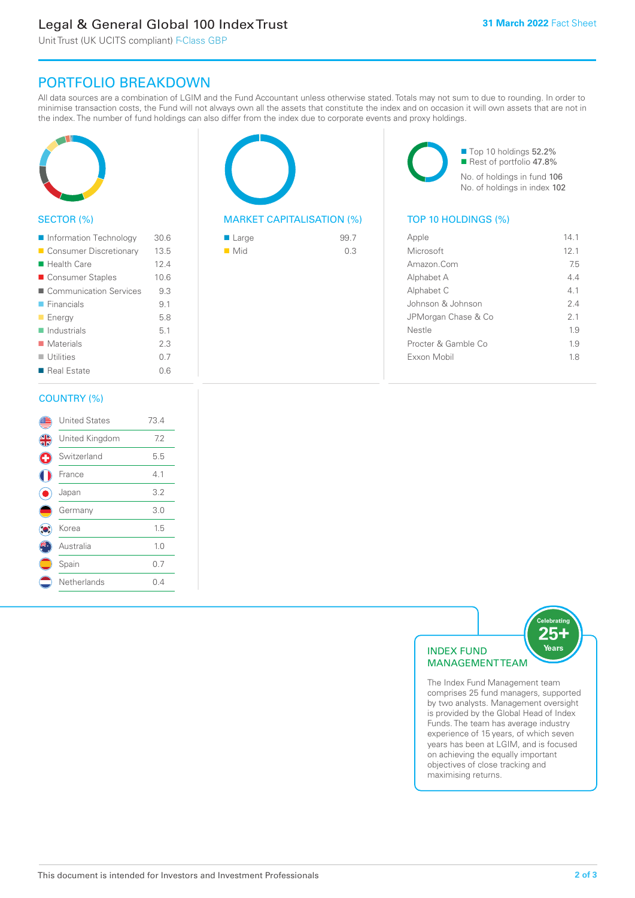# Legal & General Global 100 Index Trust

Unit Trust (UK UCITS compliant) F-Class GBP

**31 March 2022** Fact Sheet

## PORTFOLIO BREAKDOWN

All data sources are a combination of LGIM and the Fund Accountant unless otherwise stated. Totals may not sum to due to rounding. In order to minimise transaction costs, the Fund will not always own all the assets that constitute the index and on occasion it will own assets that are not in the index. The number of fund holdings can also differ from the index due to corporate events and proxy holdings.

### SECTOR (%)

| Sector | % |
|---|---|
| Information Technology | 30.6 |
| Consumer Discretionary | 13.5 |
| Health Care | 12.4 |
| Consumer Staples | 10.6 |
| Communication Services | 9.3 |
| Financials | 9.1 |
| Energy | 5.8 |
| Industrials | 5.1 |
| Materials | 2.3 |
| Utilities | 0.7 |
| Real Estate | 0.6 |

### MARKET CAPITALISATION (%)

| Market Cap | % |
|---|---|
| Large | 99.7 |
| Mid | 0.3 |

- Top 10 holdings 52.2%
- Rest of portfolio 47.8%

No. of holdings in fund 106

No. of holdings in index 102

### TOP 10 HOLDINGS (%)

| Holding | % |
|---|---|
| Apple | 14.1 |
| Microsoft | 12.1 |
| Amazon.Com | 7.5 |
| Alphabet A | 4.4 |
| Alphabet C | 4.1 |
| Johnson & Johnson | 2.4 |
| JPMorgan Chase & Co | 2.1 |
| Nestle | 1.9 |
| Procter & Gamble Co | 1.9 |
| Exxon Mobil | 1.8 |

### COUNTRY (%)

| Country | % |
|---|---|
| United States | 73.4 |
| United Kingdom | 7.2 |
| Switzerland | 5.5 |
| France | 4.1 |
| Japan | 3.2 |
| Germany | 3.0 |
| Korea | 1.5 |
| Australia | 1.0 |
| Spain | 0.7 |
| Netherlands | 0.4 |

### INDEX FUND MANAGEMENT TEAM

Celebrating 25+ Years

The Index Fund Management team comprises 25 fund managers, supported by two analysts. Management oversight is provided by the Global Head of Index Funds. The team has average industry experience of 15 years, of which seven years has been at LGIM, and is focused on achieving the equally important objectives of close tracking and maximising returns.

This document is intended for Investors and Investment Professionals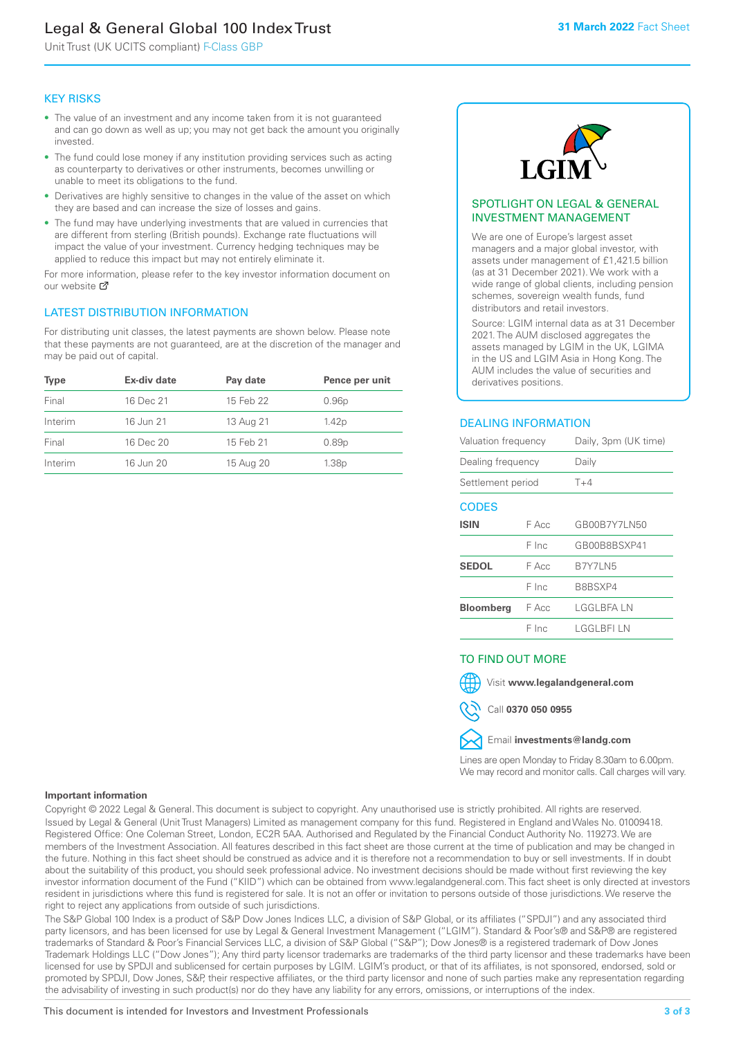# Legal & General Global 100 Index Trust

Unit Trust (UK UCITS compliant) F-Class GBP

31 March 2022 Fact Sheet

## KEY RISKS

- The value of an investment and any income taken from it is not guaranteed and can go down as well as up; you may not get back the amount you originally invested.
- The fund could lose money if any institution providing services such as acting as counterparty to derivatives or other instruments, becomes unwilling or unable to meet its obligations to the fund.
- Derivatives are highly sensitive to changes in the value of the asset on which they are based and can increase the size of losses and gains.
- The fund may have underlying investments that are valued in currencies that are different from sterling (British pounds). Exchange rate fluctuations will impact the value of your investment. Currency hedging techniques may be applied to reduce this impact but may not entirely eliminate it.

For more information, please refer to the key investor information document on our website

## LATEST DISTRIBUTION INFORMATION

For distributing unit classes, the latest payments are shown below. Please note that these payments are not guaranteed, are at the discretion of the manager and may be paid out of capital.

| Type | Ex-div date | Pay date | Pence per unit |
|---|---|---|---|
| Final | 16 Dec 21 | 15 Feb 22 | 0.96p |
| Interim | 16 Jun 21 | 13 Aug 21 | 1.42p |
| Final | 16 Dec 20 | 15 Feb 21 | 0.89p |
| Interim | 16 Jun 20 | 15 Aug 20 | 1.38p |

LGIM

## SPOTLIGHT ON LEGAL & GENERAL INVESTMENT MANAGEMENT

We are one of Europe's largest asset managers and a major global investor, with assets under management of £1,421.5 billion (as at 31 December 2021). We work with a wide range of global clients, including pension schemes, sovereign wealth funds, fund distributors and retail investors.

Source: LGIM internal data as at 31 December 2021. The AUM disclosed aggregates the assets managed by LGIM in the UK, LGIMA in the US and LGIM Asia in Hong Kong. The AUM includes the value of securities and derivatives positions.

## DEALING INFORMATION

| | |
|---|---|
| Valuation frequency | Daily, 3pm (UK time) |
| Dealing frequency | Daily |
| Settlement period | T+4 |

## CODES

| | | |
|---|---|---|
| **ISIN** | F Acc | GB00B7Y7LN50 |
| | F Inc | GB00B8BSXP41 |
| **SEDOL** | F Acc | B7Y7LN5 |
| | F Inc | B8BSXP4 |
| **Bloomberg** | F Acc | LGGLBFA LN |
| | F Inc | LGGLBFI LN |

## TO FIND OUT MORE

Visit **www.legalandgeneral.com**

Call **0370 050 0955**

Email **investments@landg.com**

Lines are open Monday to Friday 8.30am to 6.00pm. We may record and monitor calls. Call charges will vary.

**Important information**

Copyright © 2022 Legal & General. This document is subject to copyright. Any unauthorised use is strictly prohibited. All rights are reserved. Issued by Legal & General (Unit Trust Managers) Limited as management company for this fund. Registered in England and Wales No. 01009418. Registered Office: One Coleman Street, London, EC2R 5AA. Authorised and Regulated by the Financial Conduct Authority No. 119273. We are members of the Investment Association. All features described in this fact sheet are those current at the time of publication and may be changed in the future. Nothing in this fact sheet should be construed as advice and it is therefore not a recommendation to buy or sell investments. If in doubt about the suitability of this product, you should seek professional advice. No investment decisions should be made without first reviewing the key investor information document of the Fund ("KIID") which can be obtained from www.legalandgeneral.com. This fact sheet is only directed at investors resident in jurisdictions where this fund is registered for sale. It is not an offer or invitation to persons outside of those jurisdictions. We reserve the right to reject any applications from outside of such jurisdictions.

The S&P Global 100 Index is a product of S&P Dow Jones Indices LLC, a division of S&P Global, or its affiliates ("SPDJI") and any associated third party licensors, and has been licensed for use by Legal & General Investment Management ("LGIM"). Standard & Poor's® and S&P® are registered trademarks of Standard & Poor's Financial Services LLC, a division of S&P Global ("S&P"); Dow Jones® is a registered trademark of Dow Jones Trademark Holdings LLC ("Dow Jones"); Any third party licensor trademarks are trademarks of the third party licensor and these trademarks have been licensed for use by SPDJI and sublicensed for certain purposes by LGIM. LGIM's product, or that of its affiliates, is not sponsored, endorsed, sold or promoted by SPDJI, Dow Jones, S&P, their respective affiliates, or the third party licensor and none of such parties make any representation regarding the advisability of investing in such product(s) nor do they have any liability for any errors, omissions, or interruptions of the index.

This document is intended for Investors and Investment Professionals